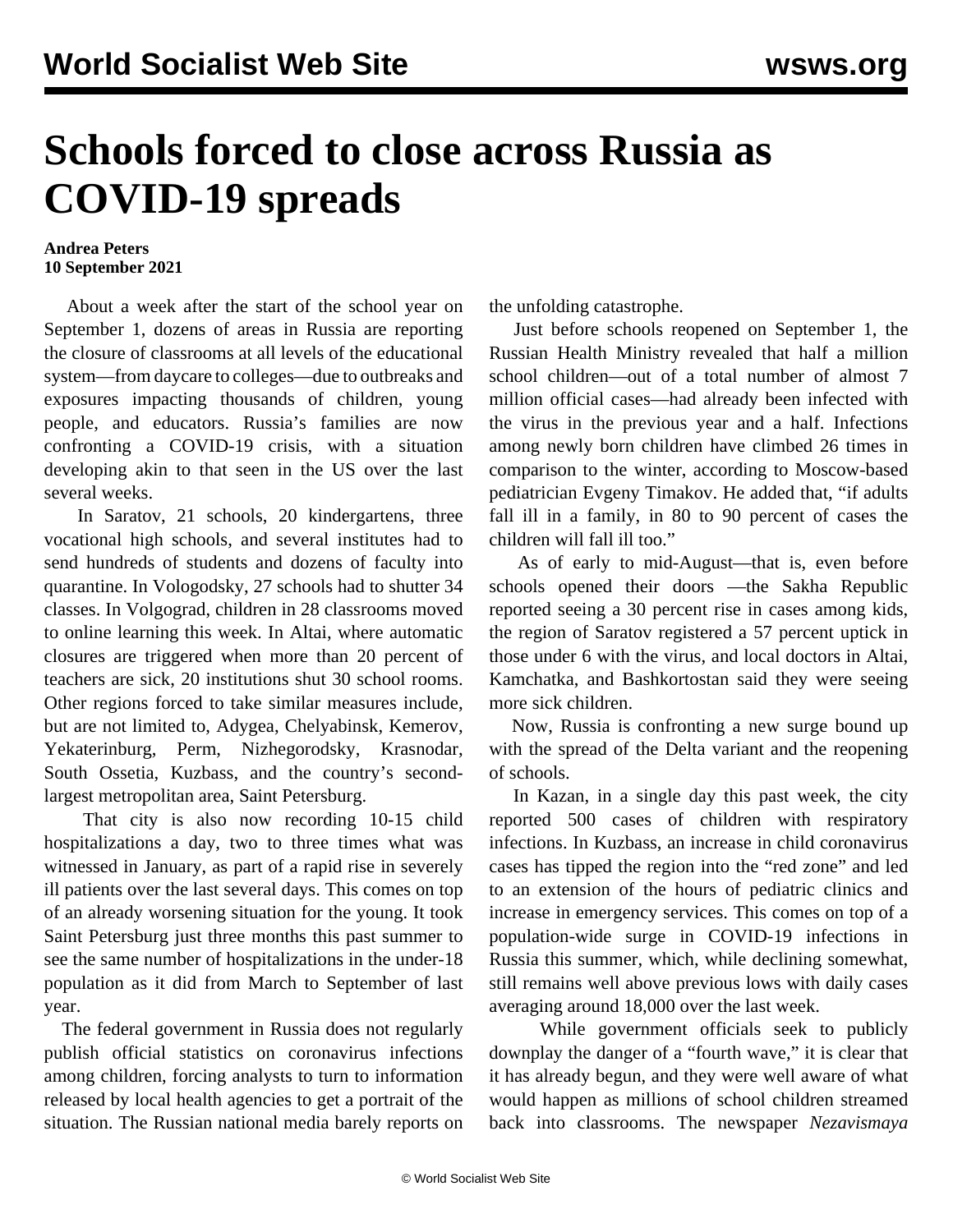# Schools forced to close across Russia as COVID-19 spreads

**Andrea Peters**
**10 September 2021**

About a week after the start of the school year on September 1, dozens of areas in Russia are reporting the closure of classrooms at all levels of the educational system—from daycare to colleges—due to outbreaks and exposures impacting thousands of children, young people, and educators. Russia's families are now confronting a COVID-19 crisis, with a situation developing akin to that seen in the US over the last several weeks.

In Saratov, 21 schools, 20 kindergartens, three vocational high schools, and several institutes had to send hundreds of students and dozens of faculty into quarantine. In Vologodsky, 27 schools had to shutter 34 classes. In Volgograd, children in 28 classrooms moved to online learning this week. In Altai, where automatic closures are triggered when more than 20 percent of teachers are sick, 20 institutions shut 30 school rooms. Other regions forced to take similar measures include, but are not limited to, Adygea, Chelyabinsk, Kemerov, Yekaterinburg, Perm, Nizhegorodsky, Krasnodar, South Ossetia, Kuzbass, and the country's second-largest metropolitan area, Saint Petersburg.

That city is also now recording 10-15 child hospitalizations a day, two to three times what was witnessed in January, as part of a rapid rise in severely ill patients over the last several days. This comes on top of an already worsening situation for the young. It took Saint Petersburg just three months this past summer to see the same number of hospitalizations in the under-18 population as it did from March to September of last year.

The federal government in Russia does not regularly publish official statistics on coronavirus infections among children, forcing analysts to turn to information released by local health agencies to get a portrait of the situation. The Russian national media barely reports on the unfolding catastrophe.

Just before schools reopened on September 1, the Russian Health Ministry revealed that half a million school children—out of a total number of almost 7 million official cases—had already been infected with the virus in the previous year and a half. Infections among newly born children have climbed 26 times in comparison to the winter, according to Moscow-based pediatrician Evgeny Timakov. He added that, "if adults fall ill in a family, in 80 to 90 percent of cases the children will fall ill too."

As of early to mid-August—that is, even before schools opened their doors —the Sakha Republic reported seeing a 30 percent rise in cases among kids, the region of Saratov registered a 57 percent uptick in those under 6 with the virus, and local doctors in Altai, Kamchatka, and Bashkortostan said they were seeing more sick children.

Now, Russia is confronting a new surge bound up with the spread of the Delta variant and the reopening of schools.

In Kazan, in a single day this past week, the city reported 500 cases of children with respiratory infections. In Kuzbass, an increase in child coronavirus cases has tipped the region into the "red zone" and led to an extension of the hours of pediatric clinics and increase in emergency services. This comes on top of a population-wide surge in COVID-19 infections in Russia this summer, which, while declining somewhat, still remains well above previous lows with daily cases averaging around 18,000 over the last week.

While government officials seek to publicly downplay the danger of a "fourth wave," it is clear that it has already begun, and they were well aware of what would happen as millions of school children streamed back into classrooms. The newspaper *Nezavismaya*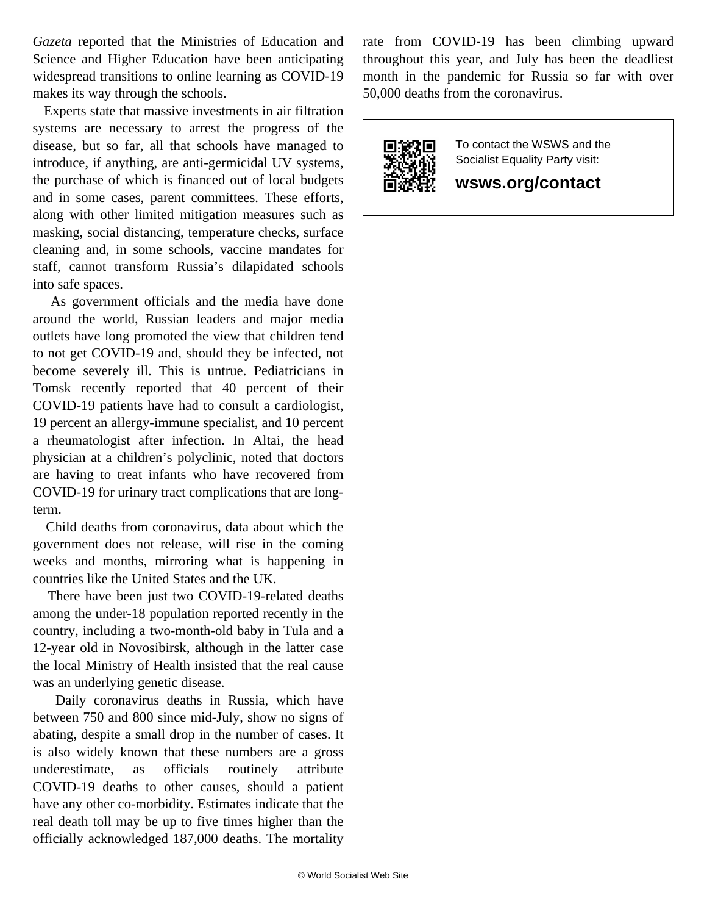*Gazeta* reported that the Ministries of Education and Science and Higher Education have been anticipating widespread transitions to online learning as COVID-19 makes its way through the schools.

Experts state that massive investments in air filtration systems are necessary to arrest the progress of the disease, but so far, all that schools have managed to introduce, if anything, are anti-germicidal UV systems, the purchase of which is financed out of local budgets and in some cases, parent committees. These efforts, along with other limited mitigation measures such as masking, social distancing, temperature checks, surface cleaning and, in some schools, vaccine mandates for staff, cannot transform Russia's dilapidated schools into safe spaces.

As government officials and the media have done around the world, Russian leaders and major media outlets have long promoted the view that children tend to not get COVID-19 and, should they be infected, not become severely ill. This is untrue. Pediatricians in Tomsk recently reported that 40 percent of their COVID-19 patients have had to consult a cardiologist, 19 percent an allergy-immune specialist, and 10 percent a rheumatologist after infection. In Altai, the head physician at a children's polyclinic, noted that doctors are having to treat infants who have recovered from COVID-19 for urinary tract complications that are long-term.

Child deaths from coronavirus, data about which the government does not release, will rise in the coming weeks and months, mirroring what is happening in countries like the United States and the UK.

There have been just two COVID-19-related deaths among the under-18 population reported recently in the country, including a two-month-old baby in Tula and a 12-year old in Novosibirsk, although in the latter case the local Ministry of Health insisted that the real cause was an underlying genetic disease.

Daily coronavirus deaths in Russia, which have between 750 and 800 since mid-July, show no signs of abating, despite a small drop in the number of cases. It is also widely known that these numbers are a gross underestimate, as officials routinely attribute COVID-19 deaths to other causes, should a patient have any other co-morbidity. Estimates indicate that the real death toll may be up to five times higher than the officially acknowledged 187,000 deaths. The mortality rate from COVID-19 has been climbing upward throughout this year, and July has been the deadliest month in the pandemic for Russia so far with over 50,000 deaths from the coronavirus.

To contact the WSWS and the Socialist Equality Party visit:

**wsws.org/contact**